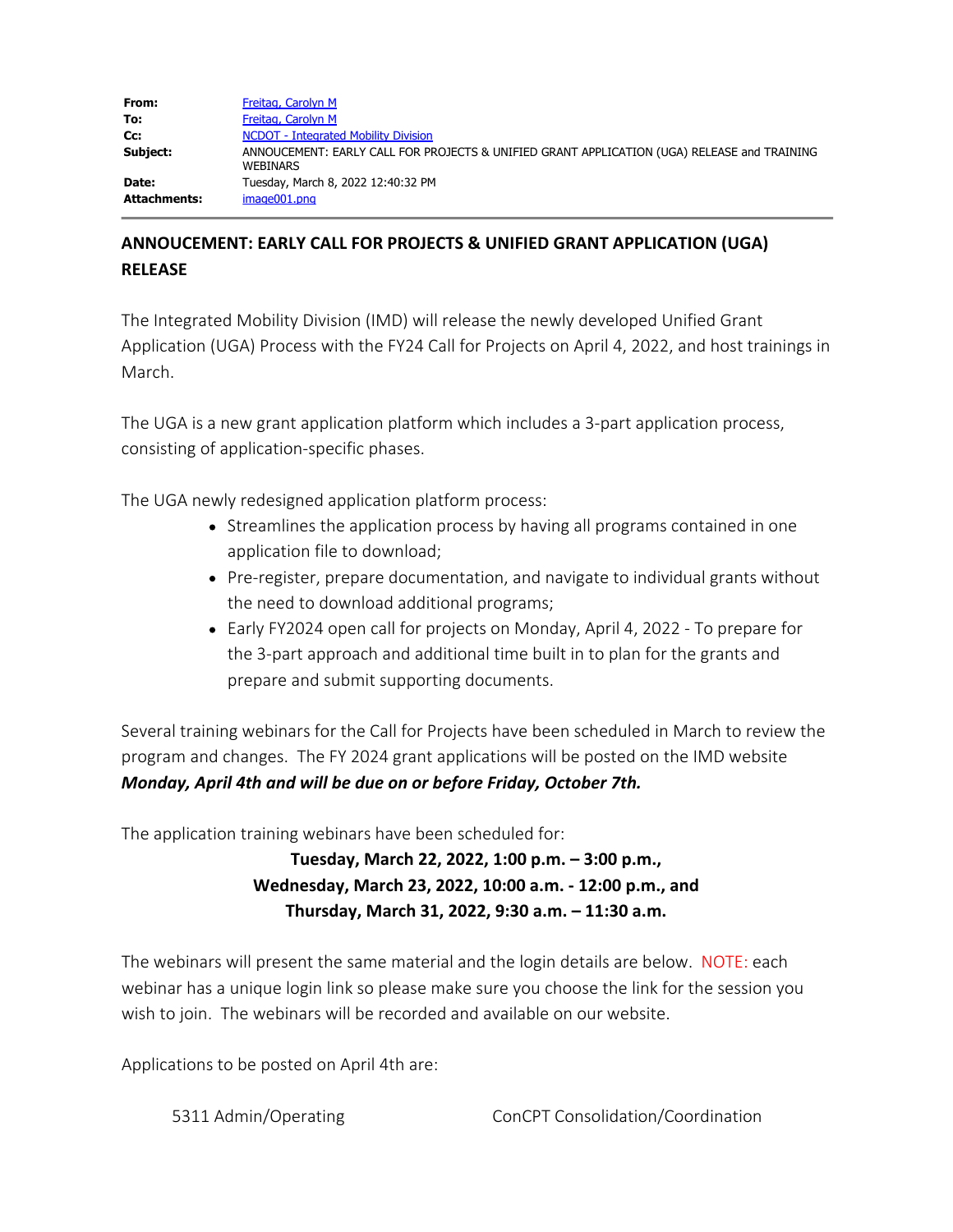| | |
|---|---|
| **From:** | Freitag, Carolyn M |
| **To:** | Freitag, Carolyn M |
| **Cc:** | NCDOT - Integrated Mobility Division |
| **Subject:** | ANNOUCEMENT: EARLY CALL FOR PROJECTS & UNIFIED GRANT APPLICATION (UGA) RELEASE and TRAINING WEBINARS |
| **Date:** | Tuesday, March 8, 2022 12:40:32 PM |
| **Attachments:** | image001.png |

## ANNOUCEMENT: EARLY CALL FOR PROJECTS & UNIFIED GRANT APPLICATION (UGA) RELEASE

The Integrated Mobility Division (IMD) will release the newly developed Unified Grant Application (UGA) Process with the FY24 Call for Projects on April 4, 2022, and host trainings in March.

The UGA is a new grant application platform which includes a 3-part application process, consisting of application-specific phases.

The UGA newly redesigned application platform process:

- Streamlines the application process by having all programs contained in one application file to download;
- Pre-register, prepare documentation, and navigate to individual grants without the need to download additional programs;
- Early FY2024 open call for projects on Monday, April 4, 2022 - To prepare for the 3-part approach and additional time built in to plan for the grants and prepare and submit supporting documents.

Several training webinars for the Call for Projects have been scheduled in March to review the program and changes. The FY 2024 grant applications will be posted on the IMD website ***Monday, April 4th and will be due on or before Friday, October 7th.***

The application training webinars have been scheduled for:

**Tuesday, March 22, 2022, 1:00 p.m. – 3:00 p.m.,**
**Wednesday, March 23, 2022, 10:00 a.m. - 12:00 p.m., and**
**Thursday, March 31, 2022, 9:30 a.m. – 11:30 a.m.**

The webinars will present the same material and the login details are below. NOTE: each webinar has a unique login link so please make sure you choose the link for the session you wish to join. The webinars will be recorded and available on our website.

Applications to be posted on April 4th are:

| | |
|---|---|
| 5311 Admin/Operating | ConCPT Consolidation/Coordination |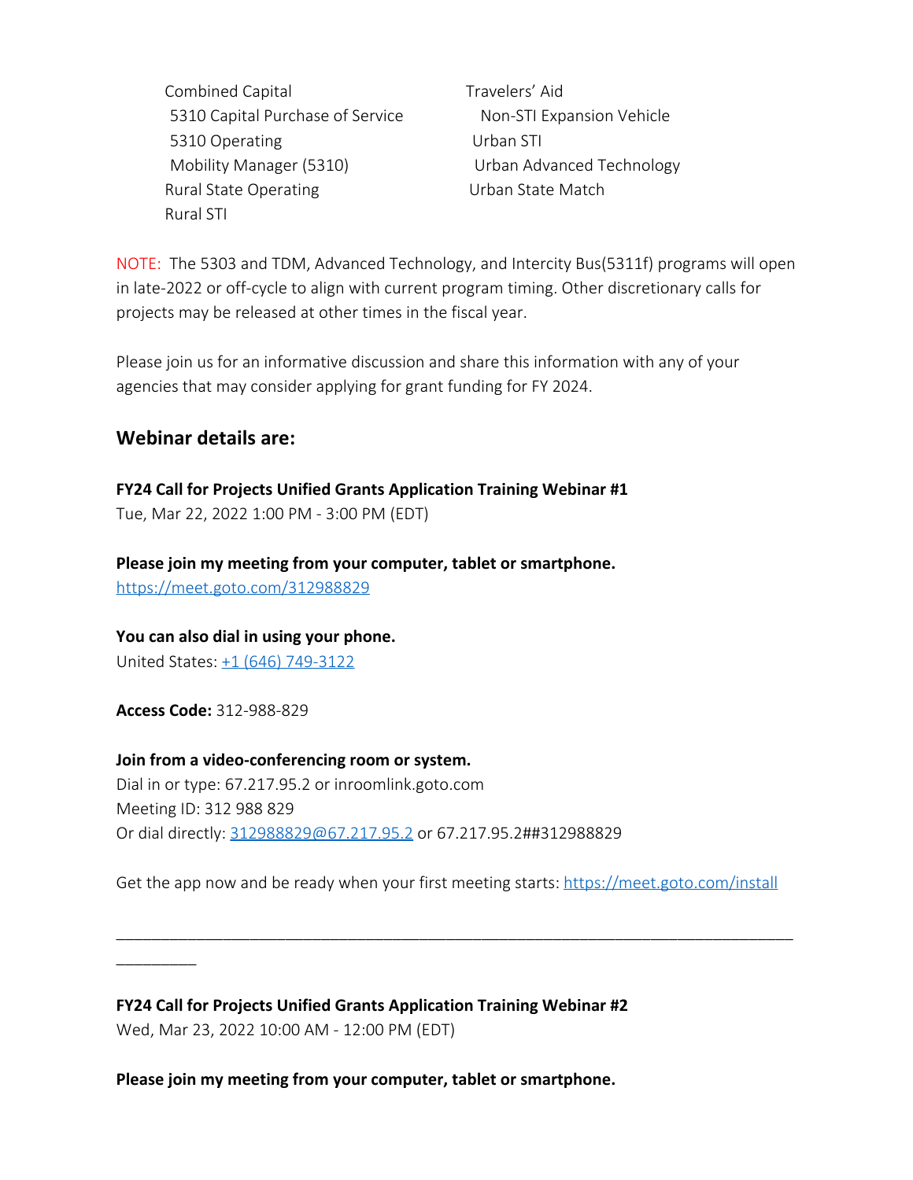- Combined Capital
- 5310 Capital Purchase of Service
- 5310 Operating
- Mobility Manager (5310)
- Rural State Operating
- Rural STI
- Travelers' Aid
- Non-STI Expansion Vehicle
- Urban STI
- Urban Advanced Technology
- Urban State Match

NOTE: The 5303 and TDM, Advanced Technology, and Intercity Bus(5311f) programs will open in late-2022 or off-cycle to align with current program timing. Other discretionary calls for projects may be released at other times in the fiscal year.

Please join us for an informative discussion and share this information with any of your agencies that may consider applying for grant funding for FY 2024.

## Webinar details are:

**FY24 Call for Projects Unified Grants Application Training Webinar #1**
Tue, Mar 22, 2022 1:00 PM - 3:00 PM (EDT)

**Please join my meeting from your computer, tablet or smartphone.**
https://meet.goto.com/312988829

**You can also dial in using your phone.**
United States: +1 (646) 749-3122

**Access Code:** 312-988-829

**Join from a video-conferencing room or system.**
Dial in or type: 67.217.95.2 or inroomlink.goto.com
Meeting ID: 312 988 829
Or dial directly: 312988829@67.217.95.2 or 67.217.95.2##312988829

Get the app now and be ready when your first meeting starts: https://meet.goto.com/install

---

**FY24 Call for Projects Unified Grants Application Training Webinar #2**
Wed, Mar 23, 2022 10:00 AM - 12:00 PM (EDT)

**Please join my meeting from your computer, tablet or smartphone.**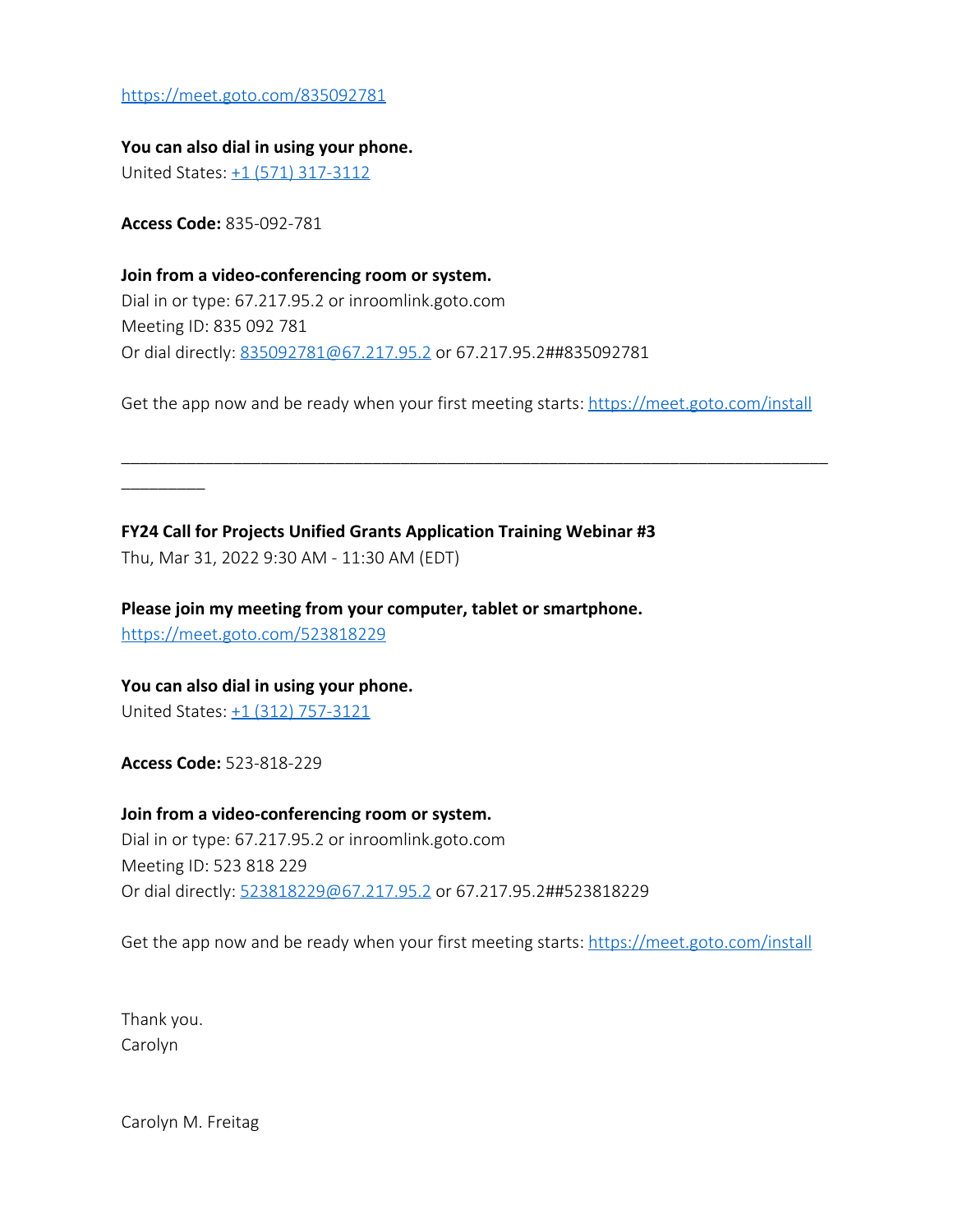https://meet.goto.com/835092781

**You can also dial in using your phone.**
United States: +1 (571) 317-3112

**Access Code:** 835-092-781

**Join from a video-conferencing room or system.**
Dial in or type: 67.217.95.2 or inroomlink.goto.com
Meeting ID: 835 092 781
Or dial directly: 835092781@67.217.95.2 or 67.217.95.2##835092781

Get the app now and be ready when your first meeting starts: https://meet.goto.com/install

---

**FY24 Call for Projects Unified Grants Application Training Webinar #3**
Thu, Mar 31, 2022 9:30 AM - 11:30 AM (EDT)

**Please join my meeting from your computer, tablet or smartphone.**
https://meet.goto.com/523818229

**You can also dial in using your phone.**
United States: +1 (312) 757-3121

**Access Code:** 523-818-229

**Join from a video-conferencing room or system.**
Dial in or type: 67.217.95.2 or inroomlink.goto.com
Meeting ID: 523 818 229
Or dial directly: 523818229@67.217.95.2 or 67.217.95.2##523818229

Get the app now and be ready when your first meeting starts: https://meet.goto.com/install

Thank you.
Carolyn

Carolyn M. Freitag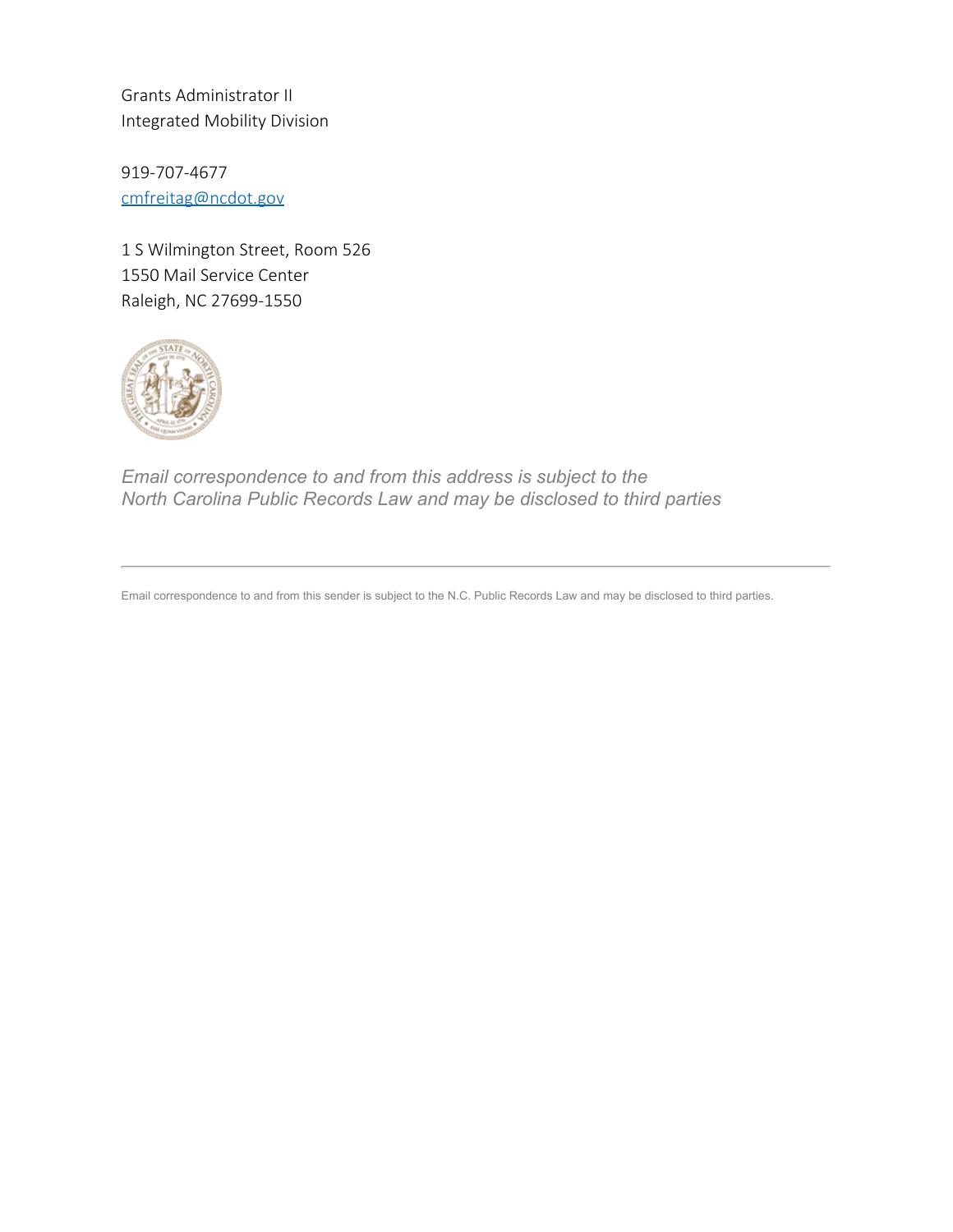Grants Administrator II
Integrated Mobility Division

919-707-4677
cmfreitag@ncdot.gov

1 S Wilmington Street, Room 526
1550 Mail Service Center
Raleigh, NC 27699-1550

*Email correspondence to and from this address is subject to the North Carolina Public Records Law and may be disclosed to third parties*

---

Email correspondence to and from this sender is subject to the N.C. Public Records Law and may be disclosed to third parties.